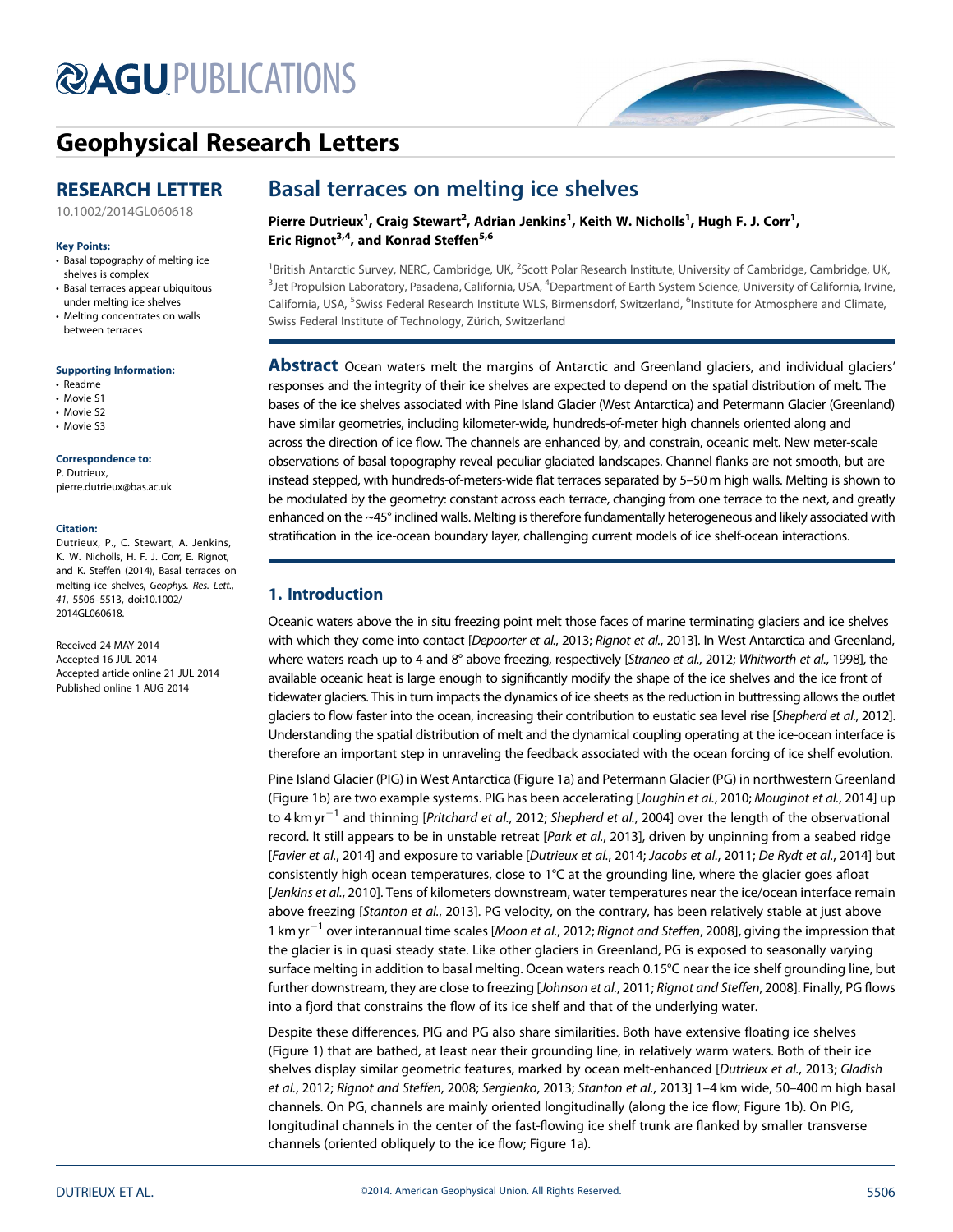# Geophysical Research Letters

## RESEARCH LETTER

10.1002/2014GL060618

**Key Points:**
- Basal topography of melting ice shelves is complex
- Basal terraces appear ubiquitous under melting ice shelves
- Melting concentrates on walls between terraces

**Supporting Information:**
- Readme
- Movie S1
- Movie S2
- Movie S3

**Correspondence to:**
P. Dutrieux,
pierre.dutrieux@bas.ac.uk

**Citation:**
Dutrieux, P., C. Stewart, A. Jenkins, K. W. Nicholls, H. F. J. Corr, E. Rignot, and K. Steffen (2014), Basal terraces on melting ice shelves, *Geophys. Res. Lett.*, *41*, 5506–5513, doi:10.1002/2014GL060618.

Received 24 MAY 2014
Accepted 16 JUL 2014
Accepted article online 21 JUL 2014
Published online 1 AUG 2014

# Basal terraces on melting ice shelves

**Pierre Dutrieux[1], Craig Stewart[2], Adrian Jenkins[1], Keith W. Nicholls[1], Hugh F. J. Corr[1], Eric Rignot[3,4], and Konrad Steffen[5,6]**

[1]British Antarctic Survey, NERC, Cambridge, UK, [2]Scott Polar Research Institute, University of Cambridge, Cambridge, UK, [3]Jet Propulsion Laboratory, Pasadena, California, USA, [4]Department of Earth System Science, University of California, Irvine, California, USA, [5]Swiss Federal Research Institute WLS, Birmensdorf, Switzerland, [6]Institute for Atmosphere and Climate, Swiss Federal Institute of Technology, Zürich, Switzerland

**Abstract** Ocean waters melt the margins of Antarctic and Greenland glaciers, and individual glaciers' responses and the integrity of their ice shelves are expected to depend on the spatial distribution of melt. The bases of the ice shelves associated with Pine Island Glacier (West Antarctica) and Petermann Glacier (Greenland) have similar geometries, including kilometer-wide, hundreds-of-meter high channels oriented along and across the direction of ice flow. The channels are enhanced by, and constrain, oceanic melt. New meter-scale observations of basal topography reveal peculiar glaciated landscapes. Channel flanks are not smooth, but are instead stepped, with hundreds-of-meters-wide flat terraces separated by 5–50 m high walls. Melting is shown to be modulated by the geometry: constant across each terrace, changing from one terrace to the next, and greatly enhanced on the ~45° inclined walls. Melting is therefore fundamentally heterogeneous and likely associated with stratification in the ice-ocean boundary layer, challenging current models of ice shelf-ocean interactions.

## 1. Introduction

Oceanic waters above the in situ freezing point melt those faces of marine terminating glaciers and ice shelves with which they come into contact [*Depoorter et al.*, 2013; *Rignot et al.*, 2013]. In West Antarctica and Greenland, where waters reach up to 4 and 8° above freezing, respectively [*Straneo et al.*, 2012; *Whitworth et al.*, 1998], the available oceanic heat is large enough to significantly modify the shape of the ice shelves and the ice front of tidewater glaciers. This in turn impacts the dynamics of ice sheets as the reduction in buttressing allows the outlet glaciers to flow faster into the ocean, increasing their contribution to eustatic sea level rise [*Shepherd et al.*, 2012]. Understanding the spatial distribution of melt and the dynamical coupling operating at the ice-ocean interface is therefore an important step in unraveling the feedback associated with the ocean forcing of ice shelf evolution.

Pine Island Glacier (PIG) in West Antarctica (Figure 1a) and Petermann Glacier (PG) in northwestern Greenland (Figure 1b) are two example systems. PIG has been accelerating [*Joughin et al.*, 2010; *Mouginot et al.*, 2014] up to 4 km yr$^{-1}$ and thinning [*Pritchard et al.*, 2012; *Shepherd et al.*, 2004] over the length of the observational record. It still appears to be in unstable retreat [*Park et al.*, 2013], driven by unpinning from a seabed ridge [*Favier et al.*, 2014] and exposure to variable [*Dutrieux et al.*, 2014; *Jacobs et al.*, 2011; *De Rydt et al.*, 2014] but consistently high ocean temperatures, close to 1°C at the grounding line, where the glacier goes afloat [*Jenkins et al.*, 2010]. Tens of kilometers downstream, water temperatures near the ice/ocean interface remain above freezing [*Stanton et al.*, 2013]. PG velocity, on the contrary, has been relatively stable at just above 1 km yr$^{-1}$ over interannual time scales [*Moon et al.*, 2012; *Rignot and Steffen*, 2008], giving the impression that the glacier is in quasi steady state. Like other glaciers in Greenland, PG is exposed to seasonally varying surface melting in addition to basal melting. Ocean waters reach 0.15°C near the ice shelf grounding line, but further downstream, they are close to freezing [*Johnson et al.*, 2011; *Rignot and Steffen*, 2008]. Finally, PG flows into a fjord that constrains the flow of its ice shelf and that of the underlying water.

Despite these differences, PIG and PG also share similarities. Both have extensive floating ice shelves (Figure 1) that are bathed, at least near their grounding line, in relatively warm waters. Both of their ice shelves display similar geometric features, marked by ocean melt-enhanced [*Dutrieux et al.*, 2013; *Gladish et al.*, 2012; *Rignot and Steffen*, 2008; *Sergienko*, 2013; *Stanton et al.*, 2013] 1–4 km wide, 50–400 m high basal channels. On PG, channels are mainly oriented longitudinally (along the ice flow; Figure 1b). On PIG, longitudinal channels in the center of the fast-flowing ice shelf trunk are flanked by smaller transverse channels (oriented obliquely to the ice flow; Figure 1a).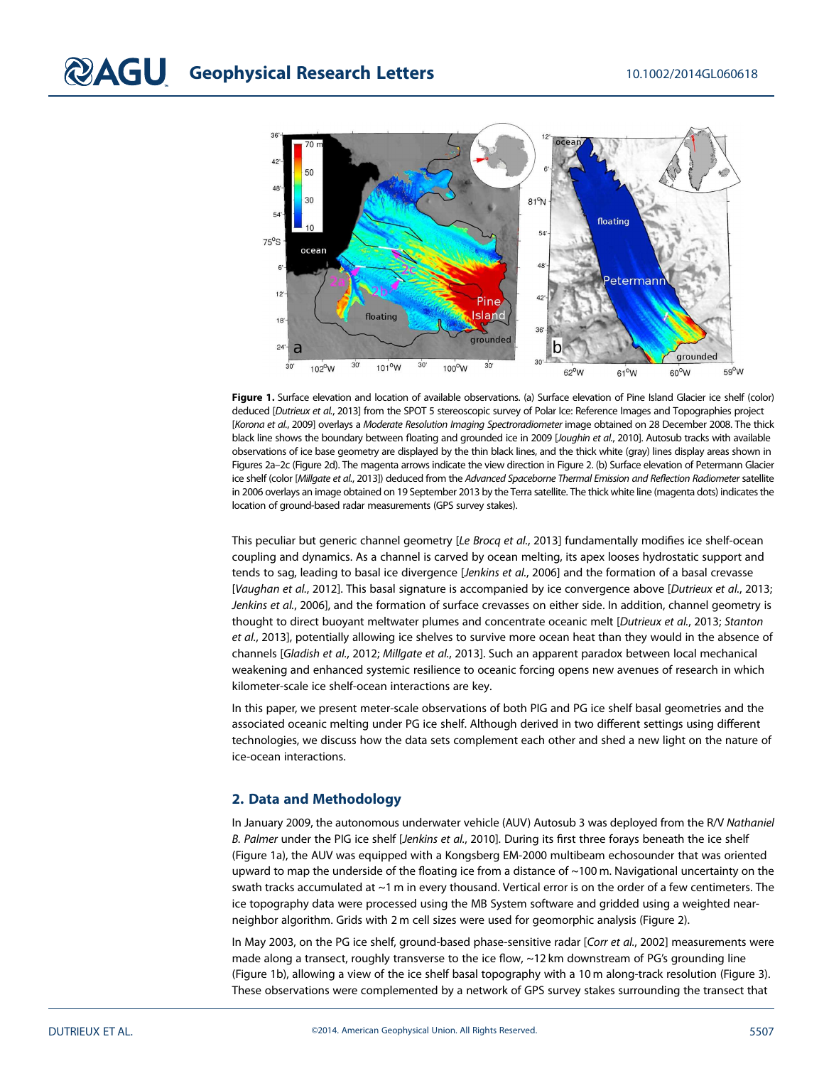**Figure 1.** Surface elevation and location of available observations. (a) Surface elevation of Pine Island Glacier ice shelf (color) deduced [*Dutrieux et al.*, 2013] from the SPOT 5 stereoscopic survey of Polar Ice: Reference Images and Topographies project [*Korona et al.*, 2009] overlays a *Moderate Resolution Imaging Spectroradiometer* image obtained on 28 December 2008. The thick black line shows the boundary between floating and grounded ice in 2009 [*Joughin et al.*, 2010]. Autosub tracks with available observations of ice base geometry are displayed by the thin black lines, and the thick white (gray) lines display areas shown in Figures 2a–2c (Figure 2d). The magenta arrows indicate the view direction in Figure 2. (b) Surface elevation of Petermann Glacier ice shelf (color [*Millgate et al.*, 2013]) deduced from the *Advanced Spaceborne Thermal Emission and Reflection Radiometer* satellite in 2006 overlays an image obtained on 19 September 2013 by the Terra satellite. The thick white line (magenta dots) indicates the location of ground-based radar measurements (GPS survey stakes).

This peculiar but generic channel geometry [*Le Brocq et al.*, 2013] fundamentally modifies ice shelf-ocean coupling and dynamics. As a channel is carved by ocean melting, its apex looses hydrostatic support and tends to sag, leading to basal ice divergence [*Jenkins et al.*, 2006] and the formation of a basal crevasse [*Vaughan et al.*, 2012]. This basal signature is accompanied by ice convergence above [*Dutrieux et al.*, 2013; *Jenkins et al.*, 2006], and the formation of surface crevasses on either side. In addition, channel geometry is thought to direct buoyant meltwater plumes and concentrate oceanic melt [*Dutrieux et al.*, 2013; *Stanton et al.*, 2013], potentially allowing ice shelves to survive more ocean heat than they would in the absence of channels [*Gladish et al.*, 2012; *Millgate et al.*, 2013]. Such an apparent paradox between local mechanical weakening and enhanced systemic resilience to oceanic forcing opens new avenues of research in which kilometer-scale ice shelf-ocean interactions are key.

In this paper, we present meter-scale observations of both PIG and PG ice shelf basal geometries and the associated oceanic melting under PG ice shelf. Although derived in two different settings using different technologies, we discuss how the data sets complement each other and shed a new light on the nature of ice-ocean interactions.

## 2. Data and Methodology

In January 2009, the autonomous underwater vehicle (AUV) Autosub 3 was deployed from the R/V *Nathaniel B. Palmer* under the PIG ice shelf [*Jenkins et al.*, 2010]. During its first three forays beneath the ice shelf (Figure 1a), the AUV was equipped with a Kongsberg EM-2000 multibeam echosounder that was oriented upward to map the underside of the floating ice from a distance of ~100 m. Navigational uncertainty on the swath tracks accumulated at ~1 m in every thousand. Vertical error is on the order of a few centimeters. The ice topography data were processed using the MB System software and gridded using a weighted near-neighbor algorithm. Grids with 2 m cell sizes were used for geomorphic analysis (Figure 2).

In May 2003, on the PG ice shelf, ground-based phase-sensitive radar [*Corr et al.*, 2002] measurements were made along a transect, roughly transverse to the ice flow, ~12 km downstream of PG's grounding line (Figure 1b), allowing a view of the ice shelf basal topography with a 10 m along-track resolution (Figure 3). These observations were complemented by a network of GPS survey stakes surrounding the transect that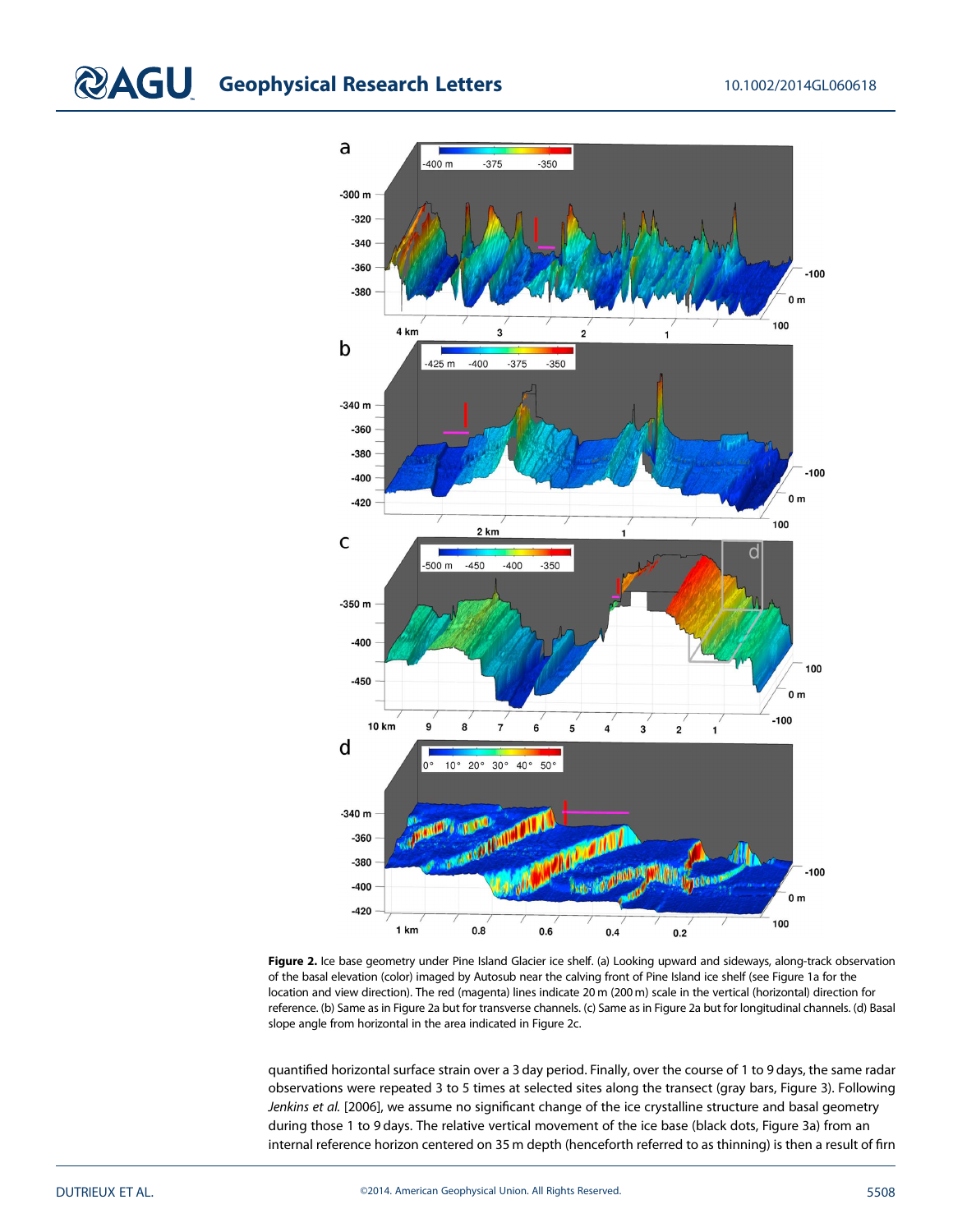**Figure 2.** Ice base geometry under Pine Island Glacier ice shelf. (a) Looking upward and sideways, along-track observation of the basal elevation (color) imaged by Autosub near the calving front of Pine Island ice shelf (see Figure 1a for the location and view direction). The red (magenta) lines indicate 20 m (200 m) scale in the vertical (horizontal) direction for reference. (b) Same as in Figure 2a but for transverse channels. (c) Same as in Figure 2a but for longitudinal channels. (d) Basal slope angle from horizontal in the area indicated in Figure 2c.

quantified horizontal surface strain over a 3 day period. Finally, over the course of 1 to 9 days, the same radar observations were repeated 3 to 5 times at selected sites along the transect (gray bars, Figure 3). Following *Jenkins et al.* [2006], we assume no significant change of the ice crystalline structure and basal geometry during those 1 to 9 days. The relative vertical movement of the ice base (black dots, Figure 3a) from an internal reference horizon centered on 35 m depth (henceforth referred to as thinning) is then a result of firn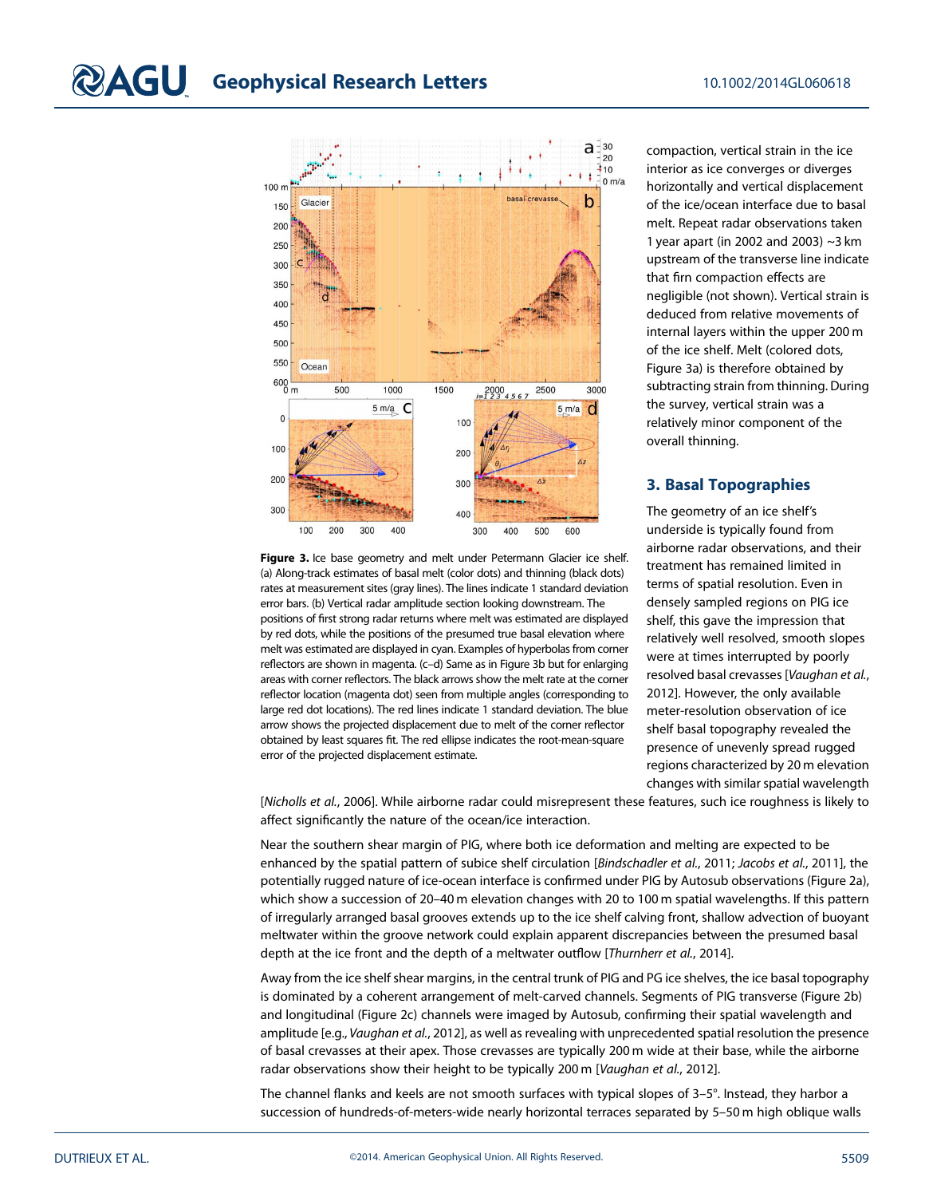compaction, vertical strain in the ice interior as ice converges or diverges horizontally and vertical displacement of the ice/ocean interface due to basal melt. Repeat radar observations taken 1 year apart (in 2002 and 2003) ~3 km upstream of the transverse line indicate that firn compaction effects are negligible (not shown). Vertical strain is deduced from relative movements of internal layers within the upper 200 m of the ice shelf. Melt (colored dots, Figure 3a) is therefore obtained by subtracting strain from thinning. During the survey, vertical strain was a relatively minor component of the overall thinning.

**Figure 3.** Ice base geometry and melt under Petermann Glacier ice shelf. (a) Along-track estimates of basal melt (color dots) and thinning (black dots) rates at measurement sites (gray lines). The lines indicate 1 standard deviation error bars. (b) Vertical radar amplitude section looking downstream. The positions of first strong radar returns where melt was estimated are displayed by red dots, while the positions of the presumed true basal elevation where melt was estimated are displayed in cyan. Examples of hyperbolas from corner reflectors are shown in magenta. (c–d) Same as in Figure 3b but for enlarging areas with corner reflectors. The black arrows show the melt rate at the corner reflector location (magenta dot) seen from multiple angles (corresponding to large red dot locations). The red lines indicate 1 standard deviation. The blue arrow shows the projected displacement due to melt of the corner reflector obtained by least squares fit. The red ellipse indicates the root-mean-square error of the projected displacement estimate.

## 3. Basal Topographies

The geometry of an ice shelf's underside is typically found from airborne radar observations, and their treatment has remained limited in terms of spatial resolution. Even in densely sampled regions on PIG ice shelf, this gave the impression that relatively well resolved, smooth slopes were at times interrupted by poorly resolved basal crevasses [*Vaughan et al.*, 2012]. However, the only available meter-resolution observation of ice shelf basal topography revealed the presence of unevenly spread rugged regions characterized by 20 m elevation changes with similar spatial wavelength [*Nicholls et al.*, 2006]. While airborne radar could misrepresent these features, such ice roughness is likely to affect significantly the nature of the ocean/ice interaction.

Near the southern shear margin of PIG, where both ice deformation and melting are expected to be enhanced by the spatial pattern of subice shelf circulation [*Bindschadler et al.*, 2011; *Jacobs et al.*, 2011], the potentially rugged nature of ice-ocean interface is confirmed under PIG by Autosub observations (Figure 2a), which show a succession of 20–40 m elevation changes with 20 to 100 m spatial wavelengths. If this pattern of irregularly arranged basal grooves extends up to the ice shelf calving front, shallow advection of buoyant meltwater within the groove network could explain apparent discrepancies between the presumed basal depth at the ice front and the depth of a meltwater outflow [*Thurnherr et al.*, 2014].

Away from the ice shelf shear margins, in the central trunk of PIG and PG ice shelves, the ice basal topography is dominated by a coherent arrangement of melt-carved channels. Segments of PIG transverse (Figure 2b) and longitudinal (Figure 2c) channels were imaged by Autosub, confirming their spatial wavelength and amplitude [e.g., *Vaughan et al.*, 2012], as well as revealing with unprecedented spatial resolution the presence of basal crevasses at their apex. Those crevasses are typically 200 m wide at their base, while the airborne radar observations show their height to be typically 200 m [*Vaughan et al.*, 2012].

The channel flanks and keels are not smooth surfaces with typical slopes of 3–5°. Instead, they harbor a succession of hundreds-of-meters-wide nearly horizontal terraces separated by 5–50 m high oblique walls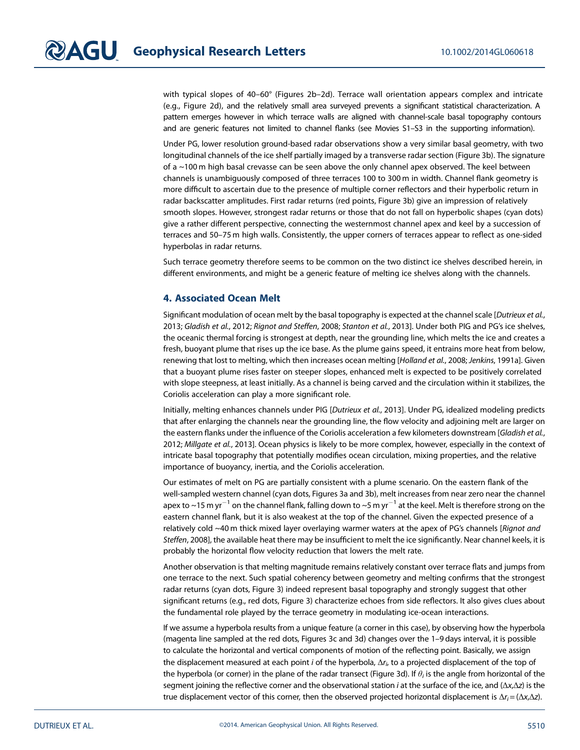with typical slopes of 40–60° (Figures 2b–2d). Terrace wall orientation appears complex and intricate (e.g., Figure 2d), and the relatively small area surveyed prevents a significant statistical characterization. A pattern emerges however in which terrace walls are aligned with channel-scale basal topography contours and are generic features not limited to channel flanks (see Movies S1–S3 in the supporting information).

Under PG, lower resolution ground-based radar observations show a very similar basal geometry, with two longitudinal channels of the ice shelf partially imaged by a transverse radar section (Figure 3b). The signature of a ~100 m high basal crevasse can be seen above the only channel apex observed. The keel between channels is unambiguously composed of three terraces 100 to 300 m in width. Channel flank geometry is more difficult to ascertain due to the presence of multiple corner reflectors and their hyperbolic return in radar backscatter amplitudes. First radar returns (red points, Figure 3b) give an impression of relatively smooth slopes. However, strongest radar returns or those that do not fall on hyperbolic shapes (cyan dots) give a rather different perspective, connecting the westernmost channel apex and keel by a succession of terraces and 50–75 m high walls. Consistently, the upper corners of terraces appear to reflect as one-sided hyperbolas in radar returns.

Such terrace geometry therefore seems to be common on the two distinct ice shelves described herein, in different environments, and might be a generic feature of melting ice shelves along with the channels.

## 4. Associated Ocean Melt

Significant modulation of ocean melt by the basal topography is expected at the channel scale [*Dutrieux et al.*, 2013; *Gladish et al.*, 2012; *Rignot and Steffen*, 2008; *Stanton et al.*, 2013]. Under both PIG and PG's ice shelves, the oceanic thermal forcing is strongest at depth, near the grounding line, which melts the ice and creates a fresh, buoyant plume that rises up the ice base. As the plume gains speed, it entrains more heat from below, renewing that lost to melting, which then increases ocean melting [*Holland et al.*, 2008; *Jenkins*, 1991a]. Given that a buoyant plume rises faster on steeper slopes, enhanced melt is expected to be positively correlated with slope steepness, at least initially. As a channel is being carved and the circulation within it stabilizes, the Coriolis acceleration can play a more significant role.

Initially, melting enhances channels under PIG [*Dutrieux et al.*, 2013]. Under PG, idealized modeling predicts that after enlarging the channels near the grounding line, the flow velocity and adjoining melt are larger on the eastern flanks under the influence of the Coriolis acceleration a few kilometers downstream [*Gladish et al.*, 2012; *Millgate et al.*, 2013]. Ocean physics is likely to be more complex, however, especially in the context of intricate basal topography that potentially modifies ocean circulation, mixing properties, and the relative importance of buoyancy, inertia, and the Coriolis acceleration.

Our estimates of melt on PG are partially consistent with a plume scenario. On the eastern flank of the well-sampled western channel (cyan dots, Figures 3a and 3b), melt increases from near zero near the channel apex to ~15 m yr$^{-1}$ on the channel flank, falling down to ~5 m yr$^{-1}$ at the keel. Melt is therefore strong on the eastern channel flank, but it is also weakest at the top of the channel. Given the expected presence of a relatively cold ~40 m thick mixed layer overlaying warmer waters at the apex of PG's channels [*Rignot and Steffen*, 2008], the available heat there may be insufficient to melt the ice significantly. Near channel keels, it is probably the horizontal flow velocity reduction that lowers the melt rate.

Another observation is that melting magnitude remains relatively constant over terrace flats and jumps from one terrace to the next. Such spatial coherency between geometry and melting confirms that the strongest radar returns (cyan dots, Figure 3) indeed represent basal topography and strongly suggest that other significant returns (e.g., red dots, Figure 3) characterize echoes from side reflectors. It also gives clues about the fundamental role played by the terrace geometry in modulating ice-ocean interactions.

If we assume a hyperbola results from a unique feature (a corner in this case), by observing how the hyperbola (magenta line sampled at the red dots, Figures 3c and 3d) changes over the 1–9 days interval, it is possible to calculate the horizontal and vertical components of motion of the reflecting point. Basically, we assign the displacement measured at each point $i$ of the hyperbola, $\Delta r_i$, to a projected displacement of the top of the hyperbola (or corner) in the plane of the radar transect (Figure 3d). If $\theta_i$ is the angle from horizontal of the segment joining the reflective corner and the observational station $i$ at the surface of the ice, and $(\Delta x, \Delta z)$ is the true displacement vector of this corner, then the observed projected horizontal displacement is $\Delta r_i = (\Delta x, \Delta z)$.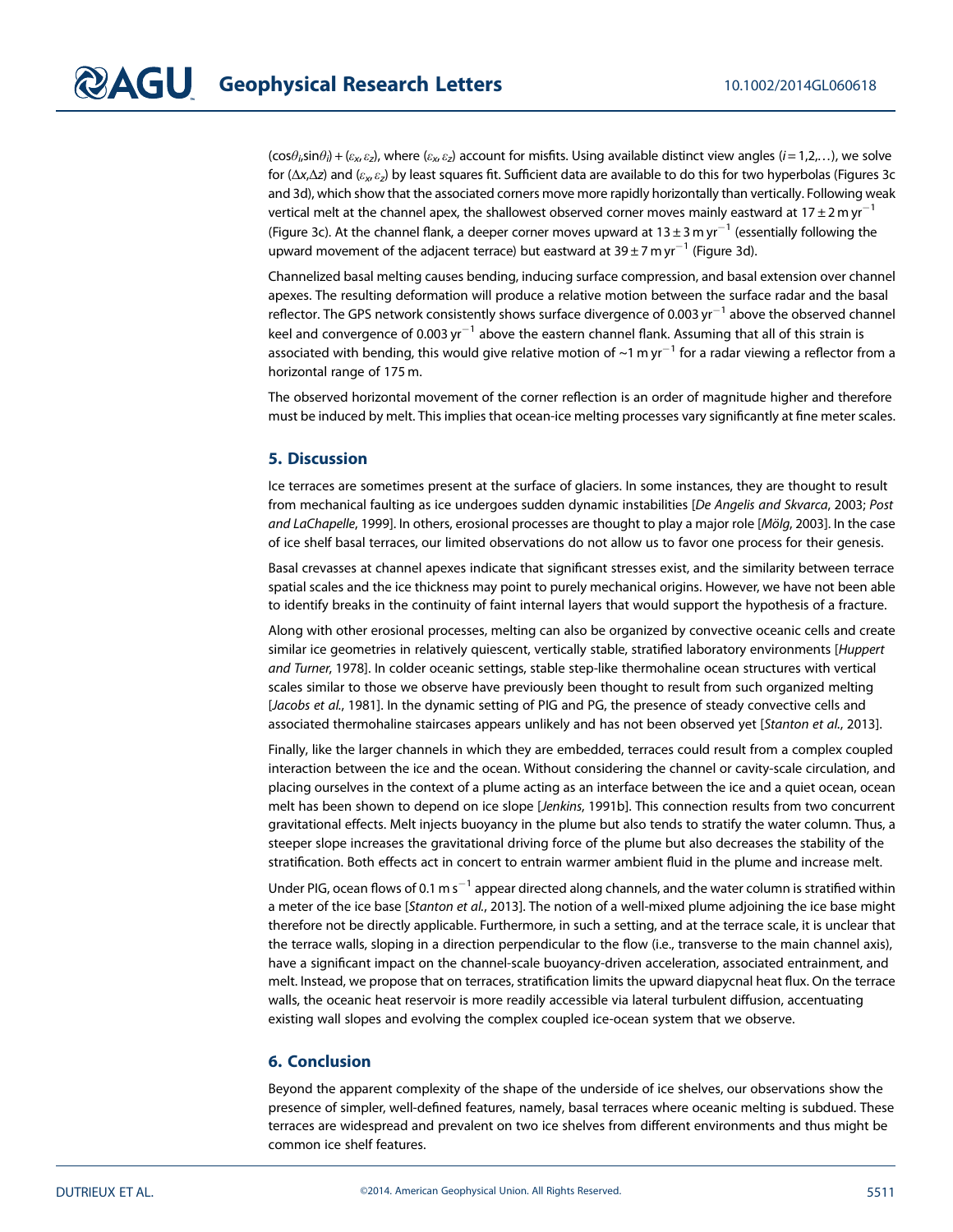$(\cos\theta_i, \sin\theta_i) + (\varepsilon_x, \varepsilon_z)$, where $(\varepsilon_x, \varepsilon_z)$ account for misfits. Using available distinct view angles ($i = 1,2,\ldots$), we solve for $(\Delta x, \Delta z)$ and $(\varepsilon_x, \varepsilon_z)$ by least squares fit. Sufficient data are available to do this for two hyperbolas (Figures 3c and 3d), which show that the associated corners move more rapidly horizontally than vertically. Following weak vertical melt at the channel apex, the shallowest observed corner moves mainly eastward at $17 \pm 2$ m yr$^{-1}$ (Figure 3c). At the channel flank, a deeper corner moves upward at $13 \pm 3$ m yr$^{-1}$ (essentially following the upward movement of the adjacent terrace) but eastward at $39 \pm 7$ m yr$^{-1}$ (Figure 3d).

Channelized basal melting causes bending, inducing surface compression, and basal extension over channel apexes. The resulting deformation will produce a relative motion between the surface radar and the basal reflector. The GPS network consistently shows surface divergence of 0.003 yr$^{-1}$ above the observed channel keel and convergence of 0.003 yr$^{-1}$ above the eastern channel flank. Assuming that all of this strain is associated with bending, this would give relative motion of ~1 m yr$^{-1}$ for a radar viewing a reflector from a horizontal range of 175 m.

The observed horizontal movement of the corner reflection is an order of magnitude higher and therefore must be induced by melt. This implies that ocean-ice melting processes vary significantly at fine meter scales.

## 5. Discussion

Ice terraces are sometimes present at the surface of glaciers. In some instances, they are thought to result from mechanical faulting as ice undergoes sudden dynamic instabilities [*De Angelis and Skvarca*, 2003; *Post and LaChapelle*, 1999]. In others, erosional processes are thought to play a major role [*Mölg*, 2003]. In the case of ice shelf basal terraces, our limited observations do not allow us to favor one process for their genesis.

Basal crevasses at channel apexes indicate that significant stresses exist, and the similarity between terrace spatial scales and the ice thickness may point to purely mechanical origins. However, we have not been able to identify breaks in the continuity of faint internal layers that would support the hypothesis of a fracture.

Along with other erosional processes, melting can also be organized by convective oceanic cells and create similar ice geometries in relatively quiescent, vertically stable, stratified laboratory environments [*Huppert and Turner*, 1978]. In colder oceanic settings, stable step-like thermohaline ocean structures with vertical scales similar to those we observe have previously been thought to result from such organized melting [*Jacobs et al.*, 1981]. In the dynamic setting of PIG and PG, the presence of steady convective cells and associated thermohaline staircases appears unlikely and has not been observed yet [*Stanton et al.*, 2013].

Finally, like the larger channels in which they are embedded, terraces could result from a complex coupled interaction between the ice and the ocean. Without considering the channel or cavity-scale circulation, and placing ourselves in the context of a plume acting as an interface between the ice and a quiet ocean, ocean melt has been shown to depend on ice slope [*Jenkins*, 1991b]. This connection results from two concurrent gravitational effects. Melt injects buoyancy in the plume but also tends to stratify the water column. Thus, a steeper slope increases the gravitational driving force of the plume but also decreases the stability of the stratification. Both effects act in concert to entrain warmer ambient fluid in the plume and increase melt.

Under PIG, ocean flows of 0.1 m s$^{-1}$ appear directed along channels, and the water column is stratified within a meter of the ice base [*Stanton et al.*, 2013]. The notion of a well-mixed plume adjoining the ice base might therefore not be directly applicable. Furthermore, in such a setting, and at the terrace scale, it is unclear that the terrace walls, sloping in a direction perpendicular to the flow (i.e., transverse to the main channel axis), have a significant impact on the channel-scale buoyancy-driven acceleration, associated entrainment, and melt. Instead, we propose that on terraces, stratification limits the upward diapycnal heat flux. On the terrace walls, the oceanic heat reservoir is more readily accessible via lateral turbulent diffusion, accentuating existing wall slopes and evolving the complex coupled ice-ocean system that we observe.

## 6. Conclusion

Beyond the apparent complexity of the shape of the underside of ice shelves, our observations show the presence of simpler, well-defined features, namely, basal terraces where oceanic melting is subdued. These terraces are widespread and prevalent on two ice shelves from different environments and thus might be common ice shelf features.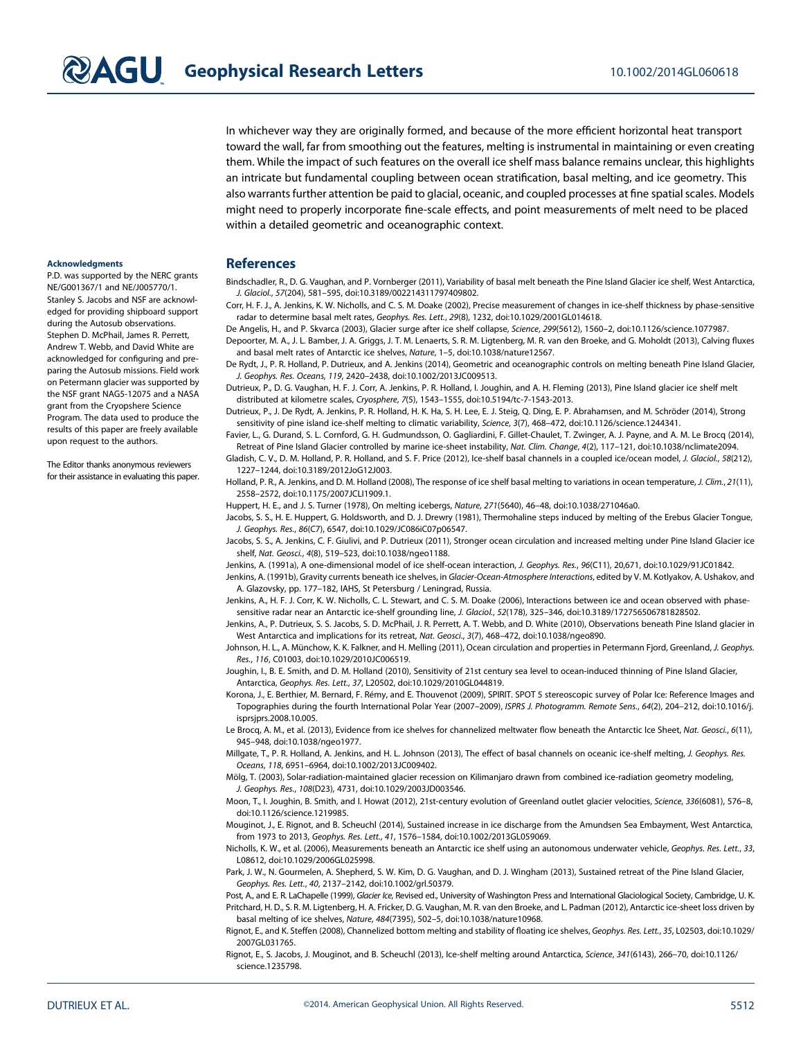In whichever way they are originally formed, and because of the more efficient horizontal heat transport toward the wall, far from smoothing out the features, melting is instrumental in maintaining or even creating them. While the impact of such features on the overall ice shelf mass balance remains unclear, this highlights an intricate but fundamental coupling between ocean stratification, basal melting, and ice geometry. This also warrants further attention be paid to glacial, oceanic, and coupled processes at fine spatial scales. Models might need to properly incorporate fine-scale effects, and point measurements of melt need to be placed within a detailed geometric and oceanographic context.

#### Acknowledgments

P.D. was supported by the NERC grants NE/G001367/1 and NE/J005770/1. Stanley S. Jacobs and NSF are acknowledged for providing shipboard support during the Autosub observations. Stephen D. McPhail, James R. Perrett, Andrew T. Webb, and David White are acknowledged for configuring and preparing the Autosub missions. Field work on Petermann glacier was supported by the NSF grant NAG5-12075 and a NASA grant from the Cryopshere Science Program. The data used to produce the results of this paper are freely available upon request to the authors.

The Editor thanks anonymous reviewers for their assistance in evaluating this paper.

## References

Bindschadler, R., D. G. Vaughan, and P. Vornberger (2011), Variability of basal melt beneath the Pine Island Glacier ice shelf, West Antarctica, *J. Glaciol.*, *57*(204), 581–595, doi:10.3189/002214311797409802.

Corr, H. F. J., A. Jenkins, K. W. Nicholls, and C. S. M. Doake (2002), Precise measurement of changes in ice-shelf thickness by phase-sensitive radar to determine basal melt rates, *Geophys. Res. Lett.*, *29*(8), 1232, doi:10.1029/2001GL014618.

De Angelis, H., and P. Skvarca (2003), Glacier surge after ice shelf collapse, *Science*, *299*(5612), 1560–2, doi:10.1126/science.1077987.

Depoorter, M. A., J. L. Bamber, J. A. Griggs, J. T. M. Lenaerts, S. R. M. Ligtenberg, M. R. van den Broeke, and G. Moholdt (2013), Calving fluxes and basal melt rates of Antarctic ice shelves, *Nature*, 1–5, doi:10.1038/nature12567.

De Rydt, J., P. R. Holland, P. Dutrieux, and A. Jenkins (2014), Geometric and oceanographic controls on melting beneath Pine Island Glacier, *J. Geophys. Res. Oceans*, *119*, 2420–2438, doi:10.1002/2013JC009513.

Dutrieux, P., D. G. Vaughan, H. F. J. Corr, A. Jenkins, P. R. Holland, I. Joughin, and A. H. Fleming (2013), Pine Island glacier ice shelf melt distributed at kilometre scales, *Cryosphere*, *7*(5), 1543–1555, doi:10.5194/tc-7-1543-2013.

Dutrieux, P., J. De Rydt, A. Jenkins, P. R. Holland, H. K. Ha, S. H. Lee, E. J. Steig, Q. Ding, E. P. Abrahamsen, and M. Schröder (2014), Strong sensitivity of pine island ice-shelf melting to climatic variability, *Science*, *3*(7), 468–472, doi:10.1126/science.1244341.

Favier, L., G. Durand, S. L. Cornford, G. H. Gudmundsson, O. Gagliardini, F. Gillet-Chaulet, T. Zwinger, A. J. Payne, and A. M. Le Brocq (2014), Retreat of Pine Island Glacier controlled by marine ice-sheet instability, *Nat. Clim. Change*, *4*(2), 117–121, doi:10.1038/nclimate2094.

Gladish, C. V., D. M. Holland, P. R. Holland, and S. F. Price (2012), Ice-shelf basal channels in a coupled ice/ocean model, *J. Glaciol.*, *58*(212), 1227–1244, doi:10.3189/2012JoG12J003.

Holland, P. R., A. Jenkins, and D. M. Holland (2008), The response of ice shelf basal melting to variations in ocean temperature, *J. Clim.*, *21*(11), 2558–2572, doi:10.1175/2007JCLI1909.1.

Huppert, H. E., and J. S. Turner (1978), On melting icebergs, *Nature*, *271*(5640), 46–48, doi:10.1038/271046a0.

Jacobs, S. S., H. E. Huppert, G. Holdsworth, and D. J. Drewry (1981), Thermohaline steps induced by melting of the Erebus Glacier Tongue, *J. Geophys. Res.*, *86*(C7), 6547, doi:10.1029/JC086iC07p06547.

Jacobs, S. S., A. Jenkins, C. F. Giulivi, and P. Dutrieux (2011), Stronger ocean circulation and increased melting under Pine Island Glacier ice shelf, *Nat. Geosci.*, *4*(8), 519–523, doi:10.1038/ngeo1188.

Jenkins, A. (1991a), A one-dimensional model of ice shelf-ocean interaction, *J. Geophys. Res.*, *96*(C11), 20,671, doi:10.1029/91JC01842.

Jenkins, A. (1991b), Gravity currents beneath ice shelves, in *Glacier-Ocean-Atmosphere Interactions*, edited by V. M. Kotlyakov, A. Ushakov, and A. Glazovsky, pp. 177–182, IAHS, St Petersburg / Leningrad, Russia.

Jenkins, A., H. F. J. Corr, K. W. Nicholls, C. L. Stewart, and C. S. M. Doake (2006), Interactions between ice and ocean observed with phase-sensitive radar near an Antarctic ice-shelf grounding line, *J. Glaciol.*, *52*(178), 325–346, doi:10.3189/172756506781828502.

Jenkins, A., P. Dutrieux, S. S. Jacobs, S. D. McPhail, J. R. Perrett, A. T. Webb, and D. White (2010), Observations beneath Pine Island glacier in West Antarctica and implications for its retreat, *Nat. Geosci.*, *3*(7), 468–472, doi:10.1038/ngeo890.

Johnson, H. L., A. Münchow, K. K. Falkner, and H. Melling (2011), Ocean circulation and properties in Petermann Fjord, Greenland, *J. Geophys. Res.*, *116*, C01003, doi:10.1029/2010JC006519.

Joughin, I., B. E. Smith, and D. M. Holland (2010), Sensitivity of 21st century sea level to ocean-induced thinning of Pine Island Glacier, Antarctica, *Geophys. Res. Lett.*, *37*, L20502, doi:10.1029/2010GL044819.

Korona, J., E. Berthier, M. Bernard, F. Rémy, and E. Thouvenot (2009), SPIRIT. SPOT 5 stereoscopic survey of Polar Ice: Reference Images and Topographies during the fourth International Polar Year (2007–2009), *ISPRS J. Photogramm. Remote Sens.*, *64*(2), 204–212, doi:10.1016/j.isprsjprs.2008.10.005.

Le Brocq, A. M., et al. (2013), Evidence from ice shelves for channelized meltwater flow beneath the Antarctic Ice Sheet, *Nat. Geosci.*, *6*(11), 945–948, doi:10.1038/ngeo1977.

Millgate, T., P. R. Holland, A. Jenkins, and H. L. Johnson (2013), The effect of basal channels on oceanic ice-shelf melting, *J. Geophys. Res. Oceans*, *118*, 6951–6964, doi:10.1002/2013JC009402.

Mölg, T. (2003), Solar-radiation-maintained glacier recession on Kilimanjaro drawn from combined ice-radiation geometry modeling, *J. Geophys. Res.*, *108*(D23), 4731, doi:10.1029/2003JD003546.

Moon, T., I. Joughin, B. Smith, and I. Howat (2012), 21st-century evolution of Greenland outlet glacier velocities, *Science*, *336*(6081), 576–8, doi:10.1126/science.1219985.

Mouginot, J., E. Rignot, and B. Scheuchl (2014), Sustained increase in ice discharge from the Amundsen Sea Embayment, West Antarctica, from 1973 to 2013, *Geophys. Res. Lett.*, *41*, 1576–1584, doi:10.1002/2013GL059069.

Nicholls, K. W., et al. (2006), Measurements beneath an Antarctic ice shelf using an autonomous underwater vehicle, *Geophys. Res. Lett.*, *33*, L08612, doi:10.1029/2006GL025998.

Park, J. W., N. Gourmelen, A. Shepherd, S. W. Kim, D. G. Vaughan, and D. J. Wingham (2013), Sustained retreat of the Pine Island Glacier, *Geophys. Res. Lett.*, *40*, 2137–2142, doi:10.1002/grl.50379.

Post, A., and E. R. LaChapelle (1999), *Glacier Ice*, Revised ed., University of Washington Press and International Glaciological Society, Cambridge, U. K.

Pritchard, H. D., S. R. M. Ligtenberg, H. A. Fricker, D. G. Vaughan, M. R. van den Broeke, and L. Padman (2012), Antarctic ice-sheet loss driven by basal melting of ice shelves, *Nature*, *484*(7395), 502–5, doi:10.1038/nature10968.

Rignot, E., and K. Steffen (2008), Channelized bottom melting and stability of floating ice shelves, *Geophys. Res. Lett.*, *35*, L02503, doi:10.1029/2007GL031765.

Rignot, E., S. Jacobs, J. Mouginot, and B. Scheuchl (2013), Ice-shelf melting around Antarctica, *Science*, *341*(6143), 266–70, doi:10.1126/science.1235798.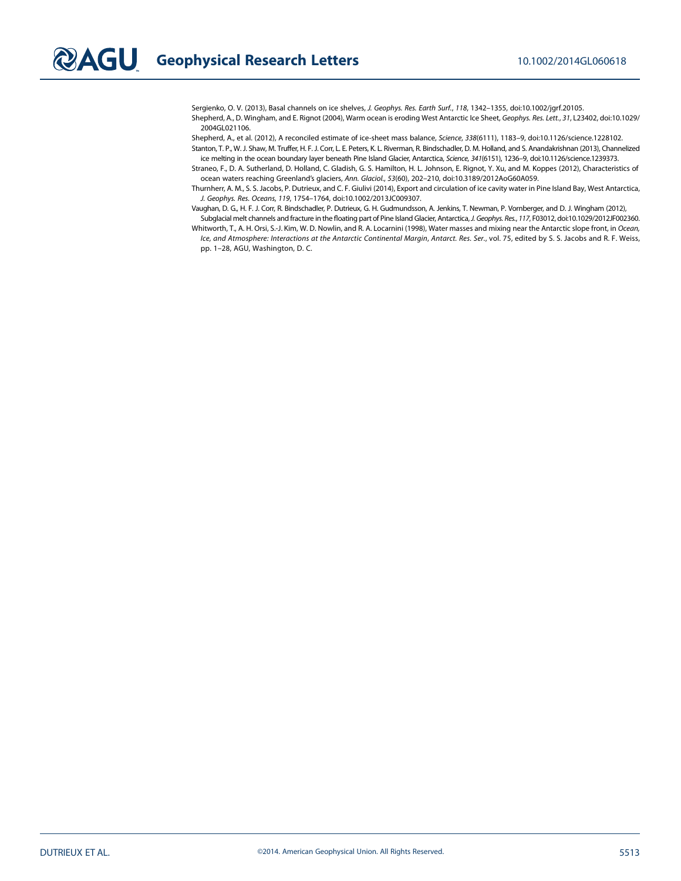Sergienko, O. V. (2013), Basal channels on ice shelves, *J. Geophys. Res. Earth Surf.*, *118*, 1342–1355, doi:10.1002/jgrf.20105.

Shepherd, A., D. Wingham, and E. Rignot (2004), Warm ocean is eroding West Antarctic Ice Sheet, *Geophys. Res. Lett.*, *31*, L23402, doi:10.1029/2004GL021106.

Shepherd, A., et al. (2012), A reconciled estimate of ice-sheet mass balance, *Science*, *338*(6111), 1183–9, doi:10.1126/science.1228102.

Stanton, T. P., W. J. Shaw, M. Truffer, H. F. J. Corr, L. E. Peters, K. L. Riverman, R. Bindschadler, D. M. Holland, and S. Anandakrishnan (2013), Channelized ice melting in the ocean boundary layer beneath Pine Island Glacier, Antarctica, *Science*, *341*(6151), 1236–9, doi:10.1126/science.1239373.

Straneo, F., D. A. Sutherland, D. Holland, C. Gladish, G. S. Hamilton, H. L. Johnson, E. Rignot, Y. Xu, and M. Koppes (2012), Characteristics of ocean waters reaching Greenland's glaciers, *Ann. Glaciol.*, *53*(60), 202–210, doi:10.3189/2012AoG60A059.

Thurnherr, A. M., S. S. Jacobs, P. Dutrieux, and C. F. Giulivi (2014), Export and circulation of ice cavity water in Pine Island Bay, West Antarctica, *J. Geophys. Res. Oceans*, *119*, 1754–1764, doi:10.1002/2013JC009307.

Vaughan, D. G., H. F. J. Corr, R. Bindschadler, P. Dutrieux, G. H. Gudmundsson, A. Jenkins, T. Newman, P. Vornberger, and D. J. Wingham (2012), Subglacial melt channels and fracture in the floating part of Pine Island Glacier, Antarctica, *J. Geophys. Res.*, *117*, F03012, doi:10.1029/2012JF002360.

Whitworth, T., A. H. Orsi, S.-J. Kim, W. D. Nowlin, and R. A. Locarnini (1998), Water masses and mixing near the Antarctic slope front, in *Ocean, Ice, and Atmosphere: Interactions at the Antarctic Continental Margin*, *Antarct. Res. Ser.*, vol. 75, edited by S. S. Jacobs and R. F. Weiss, pp. 1–28, AGU, Washington, D. C.